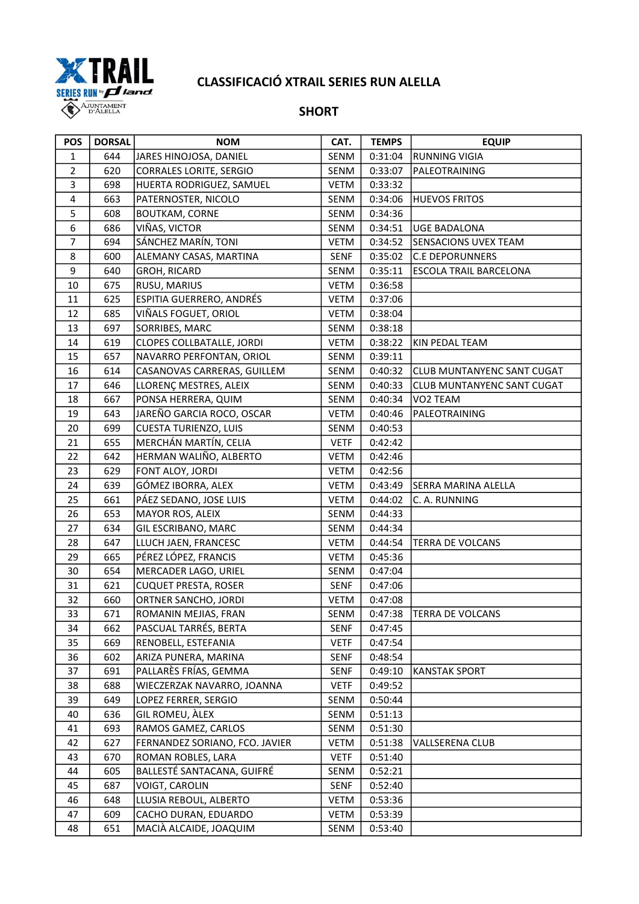# CLASSIFICACIÓ XTRAIL SERIES RUN ALELLA

## SHORT

| POS | DORSAL | NOM | CAT. | TEMPS | EQUIP |
|---|---|---|---|---|---|
| 1 | 644 | JARES HINOJOSA, DANIEL | SENM | 0:31:04 | RUNNING VIGIA |
| 2 | 620 | CORRALES LORITE, SERGIO | SENM | 0:33:07 | PALEOTRAINING |
| 3 | 698 | HUERTA RODRIGUEZ, SAMUEL | VETM | 0:33:32 | |
| 4 | 663 | PATERNOSTER, NICOLO | SENM | 0:34:06 | HUEVOS FRITOS |
| 5 | 608 | BOUTKAM, CORNE | SENM | 0:34:36 | |
| 6 | 686 | VIÑAS, VICTOR | SENM | 0:34:51 | UGE BADALONA |
| 7 | 694 | SÁNCHEZ MARÍN, TONI | VETM | 0:34:52 | SENSACIONS UVEX TEAM |
| 8 | 600 | ALEMANY CASAS, MARTINA | SENF | 0:35:02 | C.E DEPORUNNERS |
| 9 | 640 | GROH, RICARD | SENM | 0:35:11 | ESCOLA TRAIL BARCELONA |
| 10 | 675 | RUSU, MARIUS | VETM | 0:36:58 | |
| 11 | 625 | ESPITIA GUERRERO, ANDRÉS | VETM | 0:37:06 | |
| 12 | 685 | VIÑALS FOGUET, ORIOL | VETM | 0:38:04 | |
| 13 | 697 | SORRIBES, MARC | SENM | 0:38:18 | |
| 14 | 619 | CLOPES COLLBATALLE, JORDI | VETM | 0:38:22 | KIN PEDAL TEAM |
| 15 | 657 | NAVARRO PERFONTAN, ORIOL | SENM | 0:39:11 | |
| 16 | 614 | CASANOVAS CARRERAS, GUILLEM | SENM | 0:40:32 | CLUB MUNTANYENC SANT CUGAT |
| 17 | 646 | LLORENÇ MESTRES, ALEIX | SENM | 0:40:33 | CLUB MUNTANYENC SANT CUGAT |
| 18 | 667 | PONSA HERRERA, QUIM | SENM | 0:40:34 | VO2 TEAM |
| 19 | 643 | JAREÑO GARCIA ROCO, OSCAR | VETM | 0:40:46 | PALEOTRAINING |
| 20 | 699 | CUESTA TURIENZO, LUIS | SENM | 0:40:53 | |
| 21 | 655 | MERCHÁN MARTÍN, CELIA | VETF | 0:42:42 | |
| 22 | 642 | HERMAN WALIÑO, ALBERTO | VETM | 0:42:46 | |
| 23 | 629 | FONT ALOY, JORDI | VETM | 0:42:56 | |
| 24 | 639 | GÓMEZ IBORRA, ALEX | VETM | 0:43:49 | SERRA MARINA ALELLA |
| 25 | 661 | PÁEZ SEDANO, JOSE LUIS | VETM | 0:44:02 | C. A. RUNNING |
| 26 | 653 | MAYOR ROS, ALEIX | SENM | 0:44:33 | |
| 27 | 634 | GIL ESCRIBANO, MARC | SENM | 0:44:34 | |
| 28 | 647 | LLUCH JAEN, FRANCESC | VETM | 0:44:54 | TERRA DE VOLCANS |
| 29 | 665 | PÉREZ LÓPEZ, FRANCIS | VETM | 0:45:36 | |
| 30 | 654 | MERCADER LAGO, URIEL | SENM | 0:47:04 | |
| 31 | 621 | CUQUET PRESTA, ROSER | SENF | 0:47:06 | |
| 32 | 660 | ORTNER SANCHO, JORDI | VETM | 0:47:08 | |
| 33 | 671 | ROMANIN MEJIAS, FRAN | SENM | 0:47:38 | TERRA DE VOLCANS |
| 34 | 662 | PASCUAL TARRÉS, BERTA | SENF | 0:47:45 | |
| 35 | 669 | RENOBELL, ESTEFANIA | VETF | 0:47:54 | |
| 36 | 602 | ARIZA PUNERA, MARINA | SENF | 0:48:54 | |
| 37 | 691 | PALLARÈS FRÍAS, GEMMA | SENF | 0:49:10 | KANSTAK SPORT |
| 38 | 688 | WIECZERZAK NAVARRO, JOANNA | VETF | 0:49:52 | |
| 39 | 649 | LOPEZ FERRER, SERGIO | SENM | 0:50:44 | |
| 40 | 636 | GIL ROMEU, ÀLEX | SENM | 0:51:13 | |
| 41 | 693 | RAMOS GAMEZ, CARLOS | SENM | 0:51:30 | |
| 42 | 627 | FERNANDEZ SORIANO, FCO. JAVIER | VETM | 0:51:38 | VALLSERENA CLUB |
| 43 | 670 | ROMAN ROBLES, LARA | VETF | 0:51:40 | |
| 44 | 605 | BALLESTÉ SANTACANA, GUIFRÉ | SENM | 0:52:21 | |
| 45 | 687 | VOIGT, CAROLIN | SENF | 0:52:40 | |
| 46 | 648 | LLUSIA REBOUL, ALBERTO | VETM | 0:53:36 | |
| 47 | 609 | CACHO DURAN, EDUARDO | VETM | 0:53:39 | |
| 48 | 651 | MACIÀ ALCAIDE, JOAQUIM | SENM | 0:53:40 | |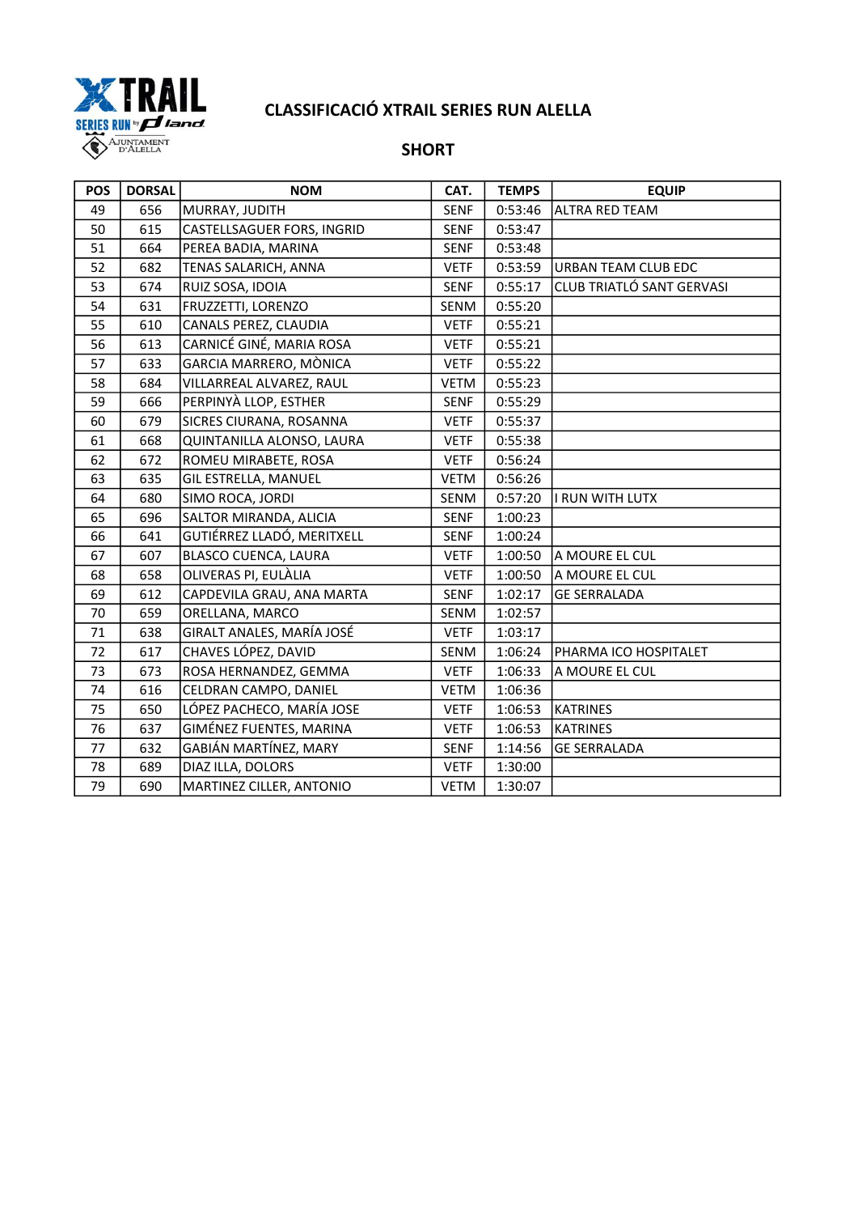## CLASSIFICACIÓ XTRAIL SERIES RUN ALELLA

### SHORT

| POS | DORSAL | NOM | CAT. | TEMPS | EQUIP |
|---|---|---|---|---|---|
| 49 | 656 | MURRAY, JUDITH | SENF | 0:53:46 | ALTRA RED TEAM |
| 50 | 615 | CASTELLSAGUER FORS, INGRID | SENF | 0:53:47 | |
| 51 | 664 | PEREA BADIA, MARINA | SENF | 0:53:48 | |
| 52 | 682 | TENAS SALARICH, ANNA | VETF | 0:53:59 | URBAN TEAM CLUB EDC |
| 53 | 674 | RUIZ SOSA, IDOIA | SENF | 0:55:17 | CLUB TRIATLÓ SANT GERVASI |
| 54 | 631 | FRUZZETTI, LORENZO | SENM | 0:55:20 | |
| 55 | 610 | CANALS PEREZ, CLAUDIA | VETF | 0:55:21 | |
| 56 | 613 | CARNICÉ GINÉ, MARIA ROSA | VETF | 0:55:21 | |
| 57 | 633 | GARCIA MARRERO, MÒNICA | VETF | 0:55:22 | |
| 58 | 684 | VILLARREAL ALVAREZ, RAUL | VETM | 0:55:23 | |
| 59 | 666 | PERPINYÀ LLOP, ESTHER | SENF | 0:55:29 | |
| 60 | 679 | SICRES CIURANA, ROSANNA | VETF | 0:55:37 | |
| 61 | 668 | QUINTANILLA ALONSO, LAURA | VETF | 0:55:38 | |
| 62 | 672 | ROMEU MIRABETE, ROSA | VETF | 0:56:24 | |
| 63 | 635 | GIL ESTRELLA, MANUEL | VETM | 0:56:26 | |
| 64 | 680 | SIMO ROCA, JORDI | SENM | 0:57:20 | I RUN WITH LUTX |
| 65 | 696 | SALTOR MIRANDA, ALICIA | SENF | 1:00:23 | |
| 66 | 641 | GUTIÉRREZ LLADÓ, MERITXELL | SENF | 1:00:24 | |
| 67 | 607 | BLASCO CUENCA, LAURA | VETF | 1:00:50 | A MOURE EL CUL |
| 68 | 658 | OLIVERAS PI, EULÀLIA | VETF | 1:00:50 | A MOURE EL CUL |
| 69 | 612 | CAPDEVILA GRAU, ANA MARTA | SENF | 1:02:17 | GE SERRALADA |
| 70 | 659 | ORELLANA, MARCO | SENM | 1:02:57 | |
| 71 | 638 | GIRALT ANALES, MARÍA JOSÉ | VETF | 1:03:17 | |
| 72 | 617 | CHAVES LÓPEZ, DAVID | SENM | 1:06:24 | PHARMA ICO HOSPITALET |
| 73 | 673 | ROSA HERNANDEZ, GEMMA | VETF | 1:06:33 | A MOURE EL CUL |
| 74 | 616 | CELDRAN CAMPO, DANIEL | VETM | 1:06:36 | |
| 75 | 650 | LÓPEZ PACHECO, MARÍA JOSE | VETF | 1:06:53 | KATRINES |
| 76 | 637 | GIMÉNEZ FUENTES, MARINA | VETF | 1:06:53 | KATRINES |
| 77 | 632 | GABIÁN MARTÍNEZ, MARY | SENF | 1:14:56 | GE SERRALADA |
| 78 | 689 | DIAZ ILLA, DOLORS | VETF | 1:30:00 | |
| 79 | 690 | MARTINEZ CILLER, ANTONIO | VETM | 1:30:07 | |